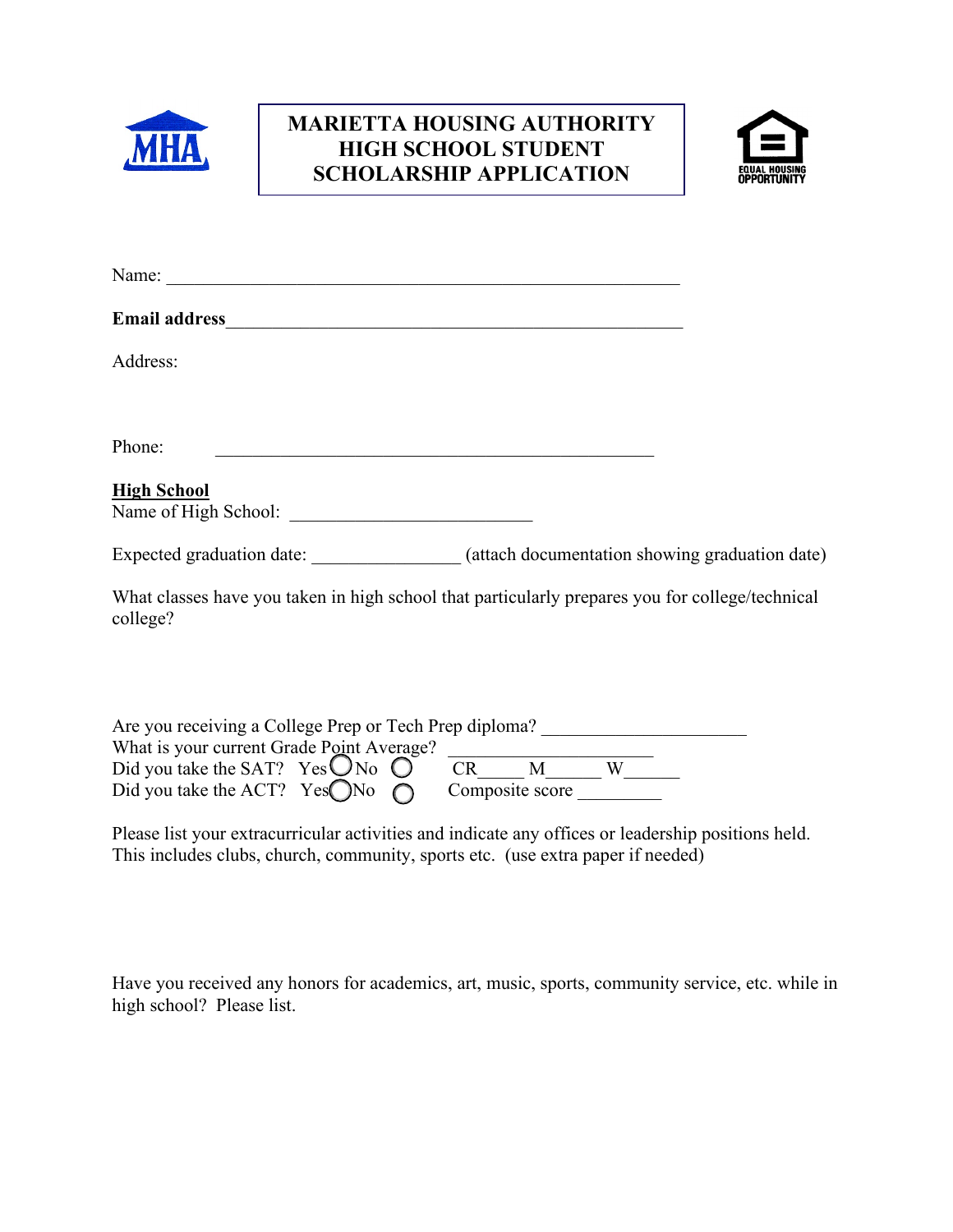# MARIETTA HOUSING AUTHORITY HIGH SCHOOL STUDENT SCHOLARSHIP APPLICATION

Name: ___________________________________________________________

**Email address**___________________________________________________

Address:

Phone: _________________________________________________

**High School**

Name of High School: ___________________________

Expected graduation date: ________________ (attach documentation showing graduation date)

What classes have you taken in high school that particularly prepares you for college/technical college?

Are you receiving a College Prep or Tech Prep diploma? ______________________

What is your current Grade Point Average? ______________________

Did you take the SAT? Yes ◯ No ◯ CR_____ M______ W______

Did you take the ACT? Yes ◯ No ◯ Composite score _________

Please list your extracurricular activities and indicate any offices or leadership positions held. This includes clubs, church, community, sports etc. (use extra paper if needed)

Have you received any honors for academics, art, music, sports, community service, etc. while in high school? Please list.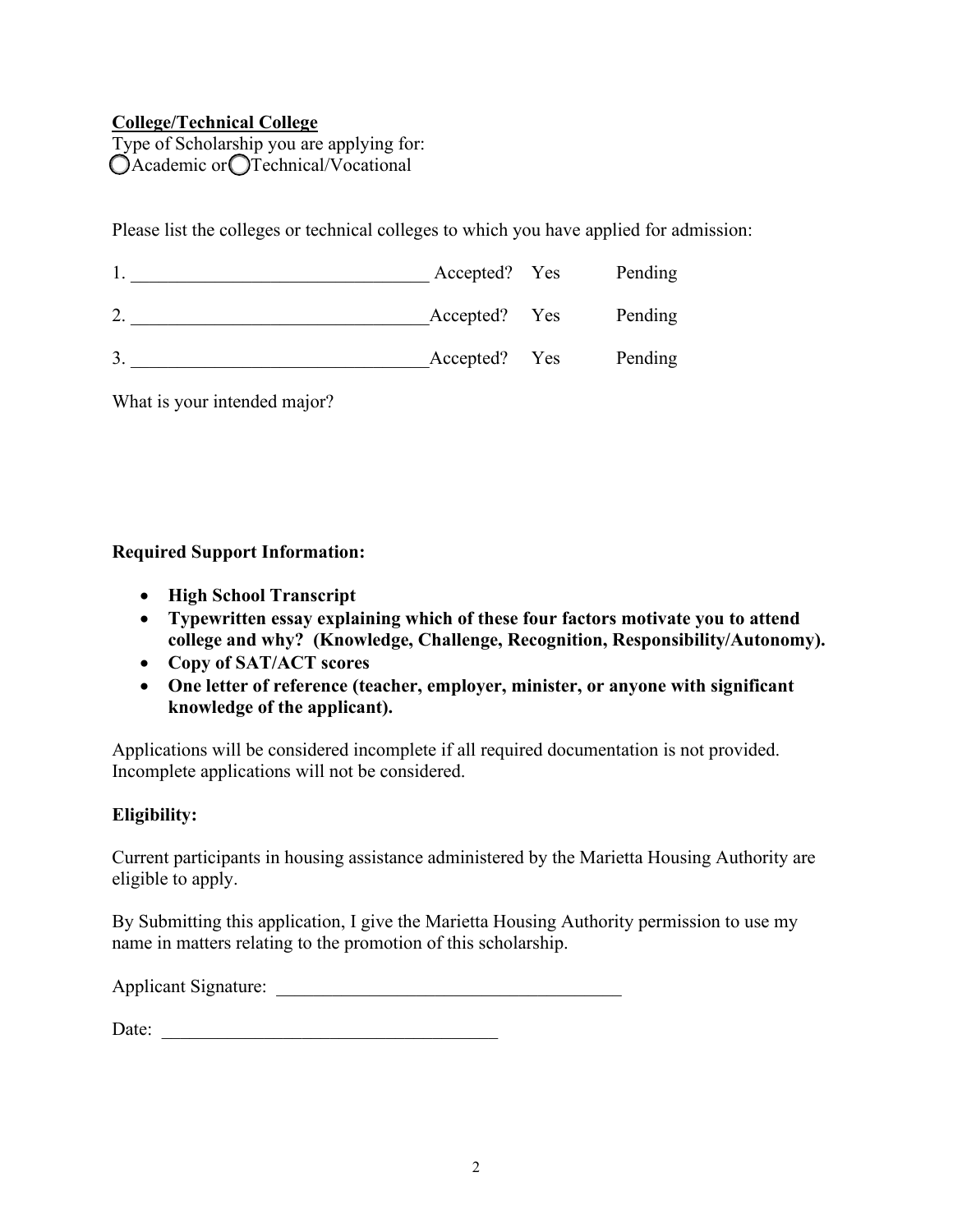**<u>College/Technical College</u>**

Type of Scholarship you are applying for:
◯Academic or ◯Technical/Vocational

Please list the colleges or technical colleges to which you have applied for admission:

1. ________________________________ Accepted? Yes Pending

2. ________________________________ Accepted? Yes Pending

3. ________________________________ Accepted? Yes Pending

What is your intended major?

**Required Support Information:**

- **High School Transcript**
- **Typewritten essay explaining which of these four factors motivate you to attend college and why? (Knowledge, Challenge, Recognition, Responsibility/Autonomy).**
- **Copy of SAT/ACT scores**
- **One letter of reference (teacher, employer, minister, or anyone with significant knowledge of the applicant).**

Applications will be considered incomplete if all required documentation is not provided. Incomplete applications will not be considered.

**Eligibility:**

Current participants in housing assistance administered by the Marietta Housing Authority are eligible to apply.

By Submitting this application, I give the Marietta Housing Authority permission to use my name in matters relating to the promotion of this scholarship.

Applicant Signature: ______________________________________

Date: ____________________________________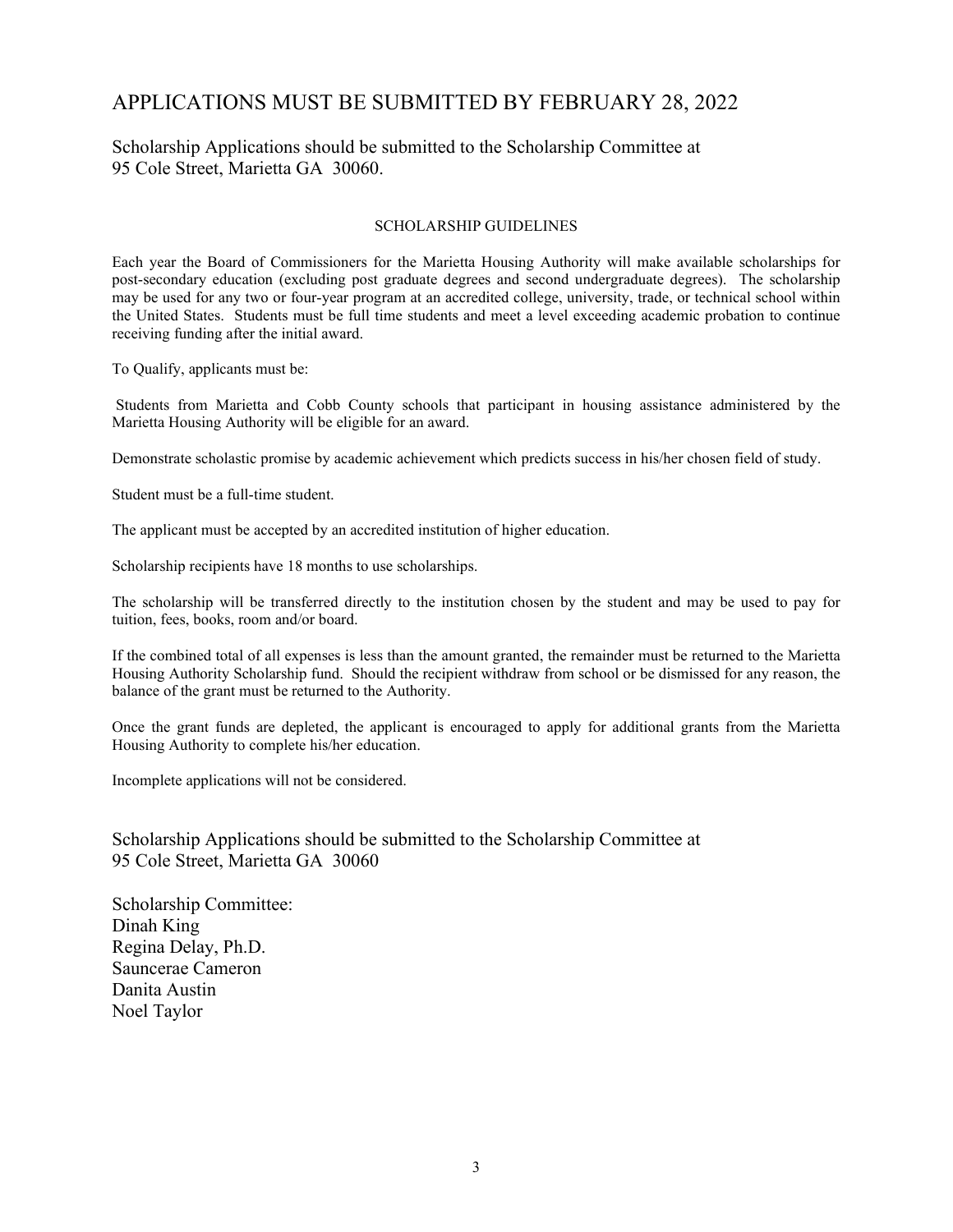# APPLICATIONS MUST BE SUBMITTED BY FEBRUARY 28, 2022

Scholarship Applications should be submitted to the Scholarship Committee at
95 Cole Street, Marietta GA 30060.

## SCHOLARSHIP GUIDELINES

Each year the Board of Commissioners for the Marietta Housing Authority will make available scholarships for post-secondary education (excluding post graduate degrees and second undergraduate degrees). The scholarship may be used for any two or four-year program at an accredited college, university, trade, or technical school within the United States. Students must be full time students and meet a level exceeding academic probation to continue receiving funding after the initial award.

To Qualify, applicants must be:

Students from Marietta and Cobb County schools that participant in housing assistance administered by the Marietta Housing Authority will be eligible for an award.

Demonstrate scholastic promise by academic achievement which predicts success in his/her chosen field of study.

Student must be a full-time student.

The applicant must be accepted by an accredited institution of higher education.

Scholarship recipients have 18 months to use scholarships.

The scholarship will be transferred directly to the institution chosen by the student and may be used to pay for tuition, fees, books, room and/or board.

If the combined total of all expenses is less than the amount granted, the remainder must be returned to the Marietta Housing Authority Scholarship fund. Should the recipient withdraw from school or be dismissed for any reason, the balance of the grant must be returned to the Authority.

Once the grant funds are depleted, the applicant is encouraged to apply for additional grants from the Marietta Housing Authority to complete his/her education.

Incomplete applications will not be considered.

Scholarship Applications should be submitted to the Scholarship Committee at
95 Cole Street, Marietta GA 30060

Scholarship Committee:
Dinah King
Regina Delay, Ph.D.
Sauncerae Cameron
Danita Austin
Noel Taylor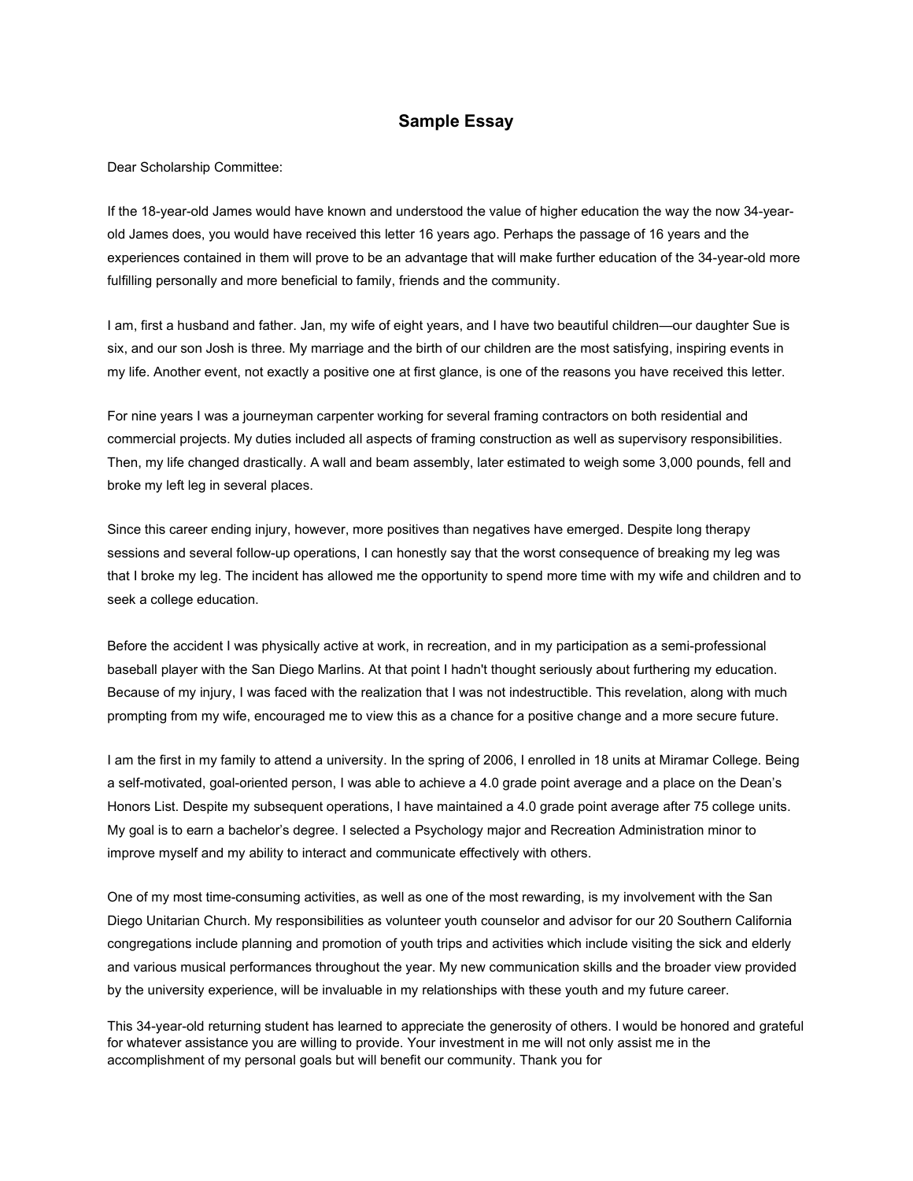# Sample Essay

Dear Scholarship Committee:

If the 18-year-old James would have known and understood the value of higher education the way the now 34-year-old James does, you would have received this letter 16 years ago. Perhaps the passage of 16 years and the experiences contained in them will prove to be an advantage that will make further education of the 34-year-old more fulfilling personally and more beneficial to family, friends and the community.

I am, first a husband and father. Jan, my wife of eight years, and I have two beautiful children—our daughter Sue is six, and our son Josh is three. My marriage and the birth of our children are the most satisfying, inspiring events in my life. Another event, not exactly a positive one at first glance, is one of the reasons you have received this letter.

For nine years I was a journeyman carpenter working for several framing contractors on both residential and commercial projects. My duties included all aspects of framing construction as well as supervisory responsibilities. Then, my life changed drastically. A wall and beam assembly, later estimated to weigh some 3,000 pounds, fell and broke my left leg in several places.

Since this career ending injury, however, more positives than negatives have emerged. Despite long therapy sessions and several follow-up operations, I can honestly say that the worst consequence of breaking my leg was that I broke my leg. The incident has allowed me the opportunity to spend more time with my wife and children and to seek a college education.

Before the accident I was physically active at work, in recreation, and in my participation as a semi-professional baseball player with the San Diego Marlins. At that point I hadn't thought seriously about furthering my education. Because of my injury, I was faced with the realization that I was not indestructible. This revelation, along with much prompting from my wife, encouraged me to view this as a chance for a positive change and a more secure future.

I am the first in my family to attend a university. In the spring of 2006, I enrolled in 18 units at Miramar College. Being a self-motivated, goal-oriented person, I was able to achieve a 4.0 grade point average and a place on the Dean's Honors List. Despite my subsequent operations, I have maintained a 4.0 grade point average after 75 college units. My goal is to earn a bachelor's degree. I selected a Psychology major and Recreation Administration minor to improve myself and my ability to interact and communicate effectively with others.

One of my most time-consuming activities, as well as one of the most rewarding, is my involvement with the San Diego Unitarian Church. My responsibilities as volunteer youth counselor and advisor for our 20 Southern California congregations include planning and promotion of youth trips and activities which include visiting the sick and elderly and various musical performances throughout the year. My new communication skills and the broader view provided by the university experience, will be invaluable in my relationships with these youth and my future career.

This 34-year-old returning student has learned to appreciate the generosity of others. I would be honored and grateful for whatever assistance you are willing to provide. Your investment in me will not only assist me in the accomplishment of my personal goals but will benefit our community. Thank you for